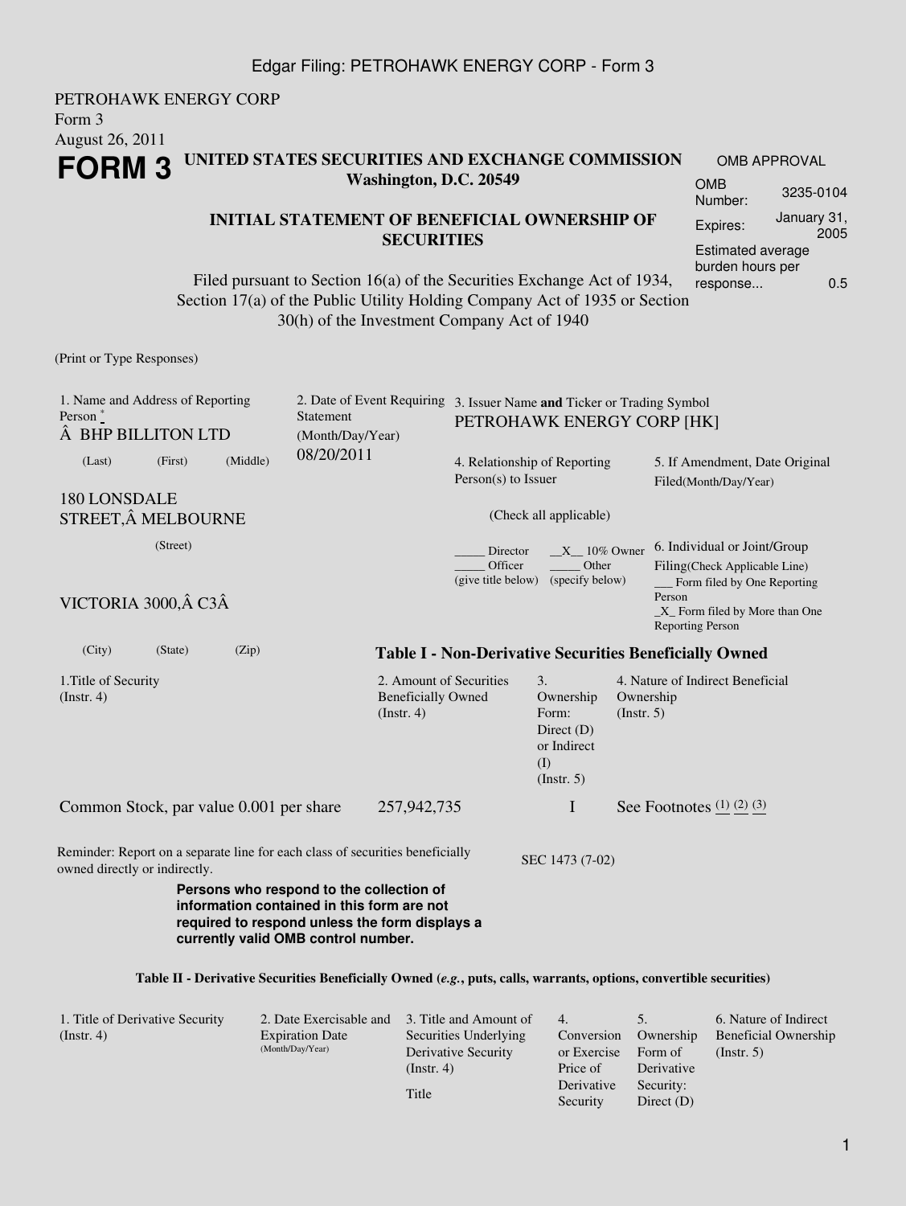PETROHAWK ENERGY CORP
Form 3
August 26, 2011

# FORM 3

**UNITED STATES SECURITIES AND EXCHANGE COMMISSION**
**Washington, D.C. 20549**

**INITIAL STATEMENT OF BENEFICIAL OWNERSHIP OF SECURITIES**

Filed pursuant to Section 16(a) of the Securities Exchange Act of 1934, Section 17(a) of the Public Utility Holding Company Act of 1935 or Section 30(h) of the Investment Company Act of 1940

| OMB APPROVAL | |
|---|---|
| OMB Number: | 3235-0104 |
| Expires: | January 31, 2005 |
| Estimated average burden hours per response... | 0.5 |

(Print or Type Responses)

1. Name and Address of Reporting Person *
Â BHP BILLITON LTD
(Last) (First) (Middle)

180 LONSDALE STREET,Â MELBOURNE
(Street)

VICTORIA 3000,Â C3Â
(City) (State) (Zip)

2. Date of Event Requiring Statement (Month/Day/Year)
08/20/2011

3. Issuer Name **and** Ticker or Trading Symbol
PETROHAWK ENERGY CORP [HK]

4. Relationship of Reporting Person(s) to Issuer
(Check all applicable)
_____ Director __X__ 10% Owner
_____ Officer (give title below) _____ Other (specify below)

5. If Amendment, Date Original Filed(Month/Day/Year)

6. Individual or Joint/Group Filing(Check Applicable Line)
___ Form filed by One Reporting Person
_X_ Form filed by More than One Reporting Person

**Table I - Non-Derivative Securities Beneficially Owned**

| 1.Title of Security (Instr. 4) | 2. Amount of Securities Beneficially Owned (Instr. 4) | 3. Ownership Form: Direct (D) or Indirect (I) (Instr. 5) | 4. Nature of Indirect Beneficial Ownership (Instr. 5) |
|---|---|---|---|
| Common Stock, par value 0.001 per share | 257,942,735 | I | See Footnotes (1) (2) (3) |

Reminder: Report on a separate line for each class of securities beneficially owned directly or indirectly.

SEC 1473 (7-02)

**Persons who respond to the collection of information contained in this form are not required to respond unless the form displays a currently valid OMB control number.**

**Table II - Derivative Securities Beneficially Owned (*e.g.*, puts, calls, warrants, options, convertible securities)**

| 1. Title of Derivative Security (Instr. 4) | 2. Date Exercisable and Expiration Date (Month/Day/Year) | 3. Title and Amount of Securities Underlying Derivative Security (Instr. 4) Title | 4. Conversion or Exercise Price of Derivative Security | 5. Ownership Form of Derivative Security: Direct (D) | 6. Nature of Indirect Beneficial Ownership (Instr. 5) |
|---|---|---|---|---|---|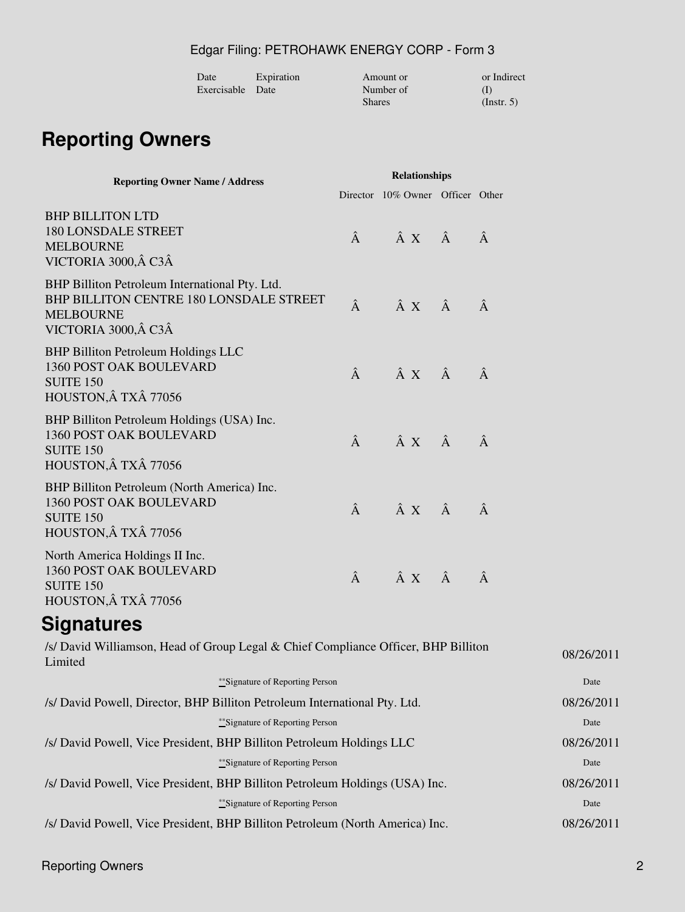| Date Exercisable | Expiration Date | Amount or Number of Shares | or Indirect (I) (Instr. 5) |
|---|---|---|---|

## Reporting Owners

| Reporting Owner Name / Address | Relationships | | | |
|---|---|---|---|---|
| | Director | 10% Owner | Officer | Other |
| BHP BILLITON LTD<br>180 LONSDALE STREET<br>MELBOURNE<br>VICTORIA 3000, C3 | | X | | |
| BHP Billiton Petroleum International Pty. Ltd.<br>BHP BILLITON CENTRE 180 LONSDALE STREET<br>MELBOURNE<br>VICTORIA 3000, C3 | | X | | |
| BHP Billiton Petroleum Holdings LLC<br>1360 POST OAK BOULEVARD<br>SUITE 150<br>HOUSTON, TX 77056 | | X | | |
| BHP Billiton Petroleum Holdings (USA) Inc.<br>1360 POST OAK BOULEVARD<br>SUITE 150<br>HOUSTON, TX 77056 | | X | | |
| BHP Billiton Petroleum (North America) Inc.<br>1360 POST OAK BOULEVARD<br>SUITE 150<br>HOUSTON, TX 77056 | | X | | |
| North America Holdings II Inc.<br>1360 POST OAK BOULEVARD<br>SUITE 150<br>HOUSTON, TX 77056 | | X | | |

## Signatures

| Signature | Date |
|---|---|
| /s/ David Williamson, Head of Group Legal & Chief Compliance Officer, BHP Billiton Limited | 08/26/2011 |
| **Signature of Reporting Person | Date |
| /s/ David Powell, Director, BHP Billiton Petroleum International Pty. Ltd. | 08/26/2011 |
| **Signature of Reporting Person | Date |
| /s/ David Powell, Vice President, BHP Billiton Petroleum Holdings LLC | 08/26/2011 |
| **Signature of Reporting Person | Date |
| /s/ David Powell, Vice President, BHP Billiton Petroleum Holdings (USA) Inc. | 08/26/2011 |
| **Signature of Reporting Person | Date |
| /s/ David Powell, Vice President, BHP Billiton Petroleum (North America) Inc. | 08/26/2011 |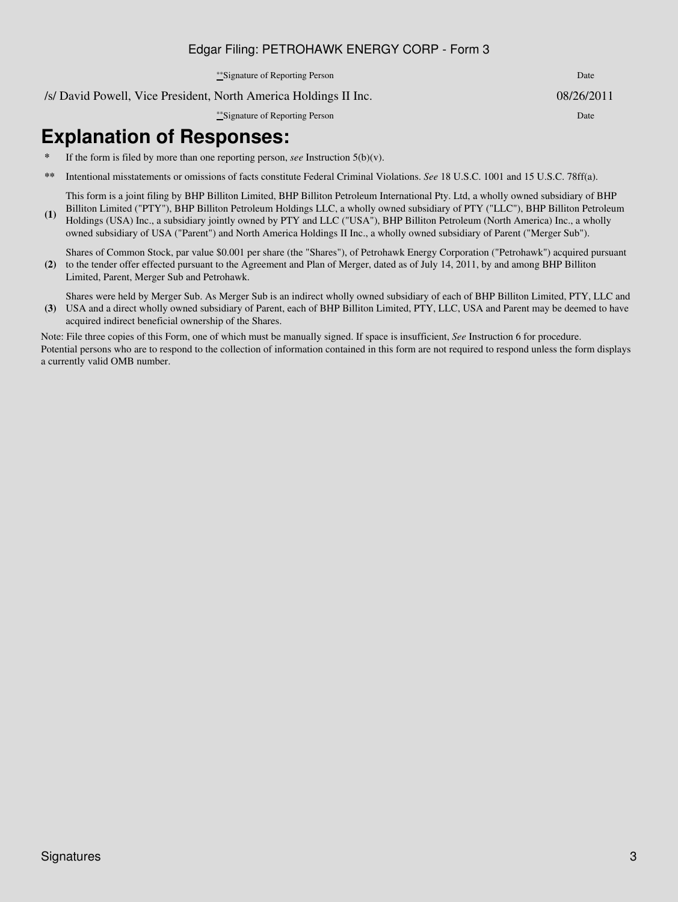| | |
|---|---|
| **Signature of Reporting Person | Date |
| /s/ David Powell, Vice President, North America Holdings II Inc. | 08/26/2011 |
| **Signature of Reporting Person | Date |

# Explanation of Responses:

\* If the form is filed by more than one reporting person, *see* Instruction 5(b)(v).

** Intentional misstatements or omissions of facts constitute Federal Criminal Violations. *See* 18 U.S.C. 1001 and 15 U.S.C. 78ff(a).

**(1)** This form is a joint filing by BHP Billiton Limited, BHP Billiton Petroleum International Pty. Ltd, a wholly owned subsidiary of BHP Billiton Limited ("PTY"), BHP Billiton Petroleum Holdings LLC, a wholly owned subsidiary of PTY ("LLC"), BHP Billiton Petroleum Holdings (USA) Inc., a subsidiary jointly owned by PTY and LLC ("USA"), BHP Billiton Petroleum (North America) Inc., a wholly owned subsidiary of USA ("Parent") and North America Holdings II Inc., a wholly owned subsidiary of Parent ("Merger Sub").

**(2)** Shares of Common Stock, par value $0.001 per share (the "Shares"), of Petrohawk Energy Corporation ("Petrohawk") acquired pursuant to the tender offer effected pursuant to the Agreement and Plan of Merger, dated as of July 14, 2011, by and among BHP Billiton Limited, Parent, Merger Sub and Petrohawk.

**(3)** Shares were held by Merger Sub. As Merger Sub is an indirect wholly owned subsidiary of each of BHP Billiton Limited, PTY, LLC and USA and a direct wholly owned subsidiary of Parent, each of BHP Billiton Limited, PTY, LLC, USA and Parent may be deemed to have acquired indirect beneficial ownership of the Shares.

Note: File three copies of this Form, one of which must be manually signed. If space is insufficient, *See* Instruction 6 for procedure.
Potential persons who are to respond to the collection of information contained in this form are not required to respond unless the form displays a currently valid OMB number.